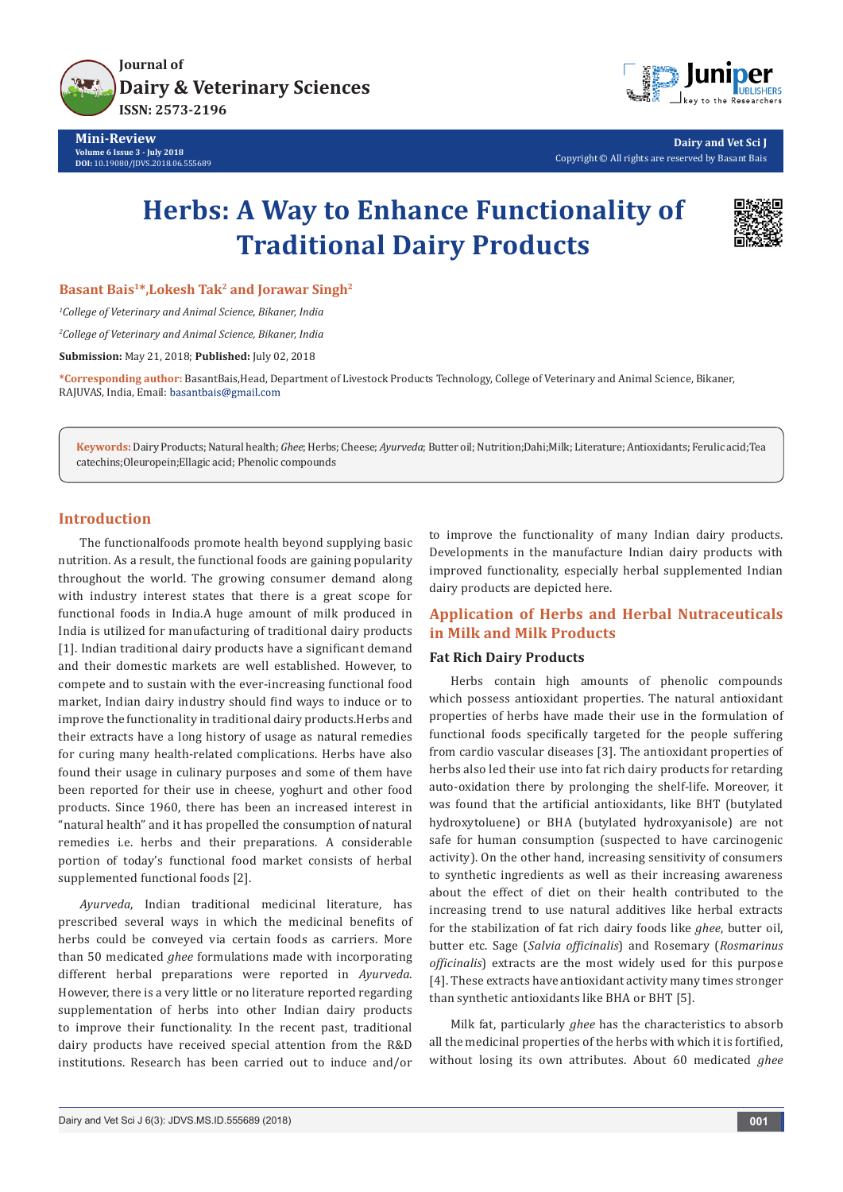# Herbs: A Way to Enhance Functionality of Traditional Dairy Products

**Basant Bais[1]*, Lokesh Tak[2] and Jorawar Singh[2]**

*[1]College of Veterinary and Animal Science, Bikaner, India*

*[2]College of Veterinary and Animal Science, Bikaner, India*

**Submission:** May 21, 2018; **Published:** July 02, 2018

***Corresponding author:** BasantBais,Head, Department of Livestock Products Technology, College of Veterinary and Animal Science, Bikaner, RAJUVAS, India, Email: basantbais@gmail.com

**Keywords:** Dairy Products; Natural health; *Ghee*; Herbs; Cheese; *Ayurveda*; Butter oil; Nutrition;Dahi;Milk; Literature; Antioxidants; Ferulic acid;Tea catechins;Oleuropein;Ellagic acid; Phenolic compounds

## Introduction

The functionalfoods promote health beyond supplying basic nutrition. As a result, the functional foods are gaining popularity throughout the world. The growing consumer demand along with industry interest states that there is a great scope for functional foods in India.A huge amount of milk produced in India is utilized for manufacturing of traditional dairy products [1]. Indian traditional dairy products have a significant demand and their domestic markets are well established. However, to compete and to sustain with the ever-increasing functional food market, Indian dairy industry should find ways to induce or to improve the functionality in traditional dairy products.Herbs and their extracts have a long history of usage as natural remedies for curing many health-related complications. Herbs have also found their usage in culinary purposes and some of them have been reported for their use in cheese, yoghurt and other food products. Since 1960, there has been an increased interest in "natural health" and it has propelled the consumption of natural remedies i.e. herbs and their preparations. A considerable portion of today's functional food market consists of herbal supplemented functional foods [2].

*Ayurveda*, Indian traditional medicinal literature, has prescribed several ways in which the medicinal benefits of herbs could be conveyed via certain foods as carriers. More than 50 medicated *ghee* formulations made with incorporating different herbal preparations were reported in *Ayurveda*. However, there is a very little or no literature reported regarding supplementation of herbs into other Indian dairy products to improve their functionality. In the recent past, traditional dairy products have received special attention from the R&D institutions. Research has been carried out to induce and/or to improve the functionality of many Indian dairy products. Developments in the manufacture Indian dairy products with improved functionality, especially herbal supplemented Indian dairy products are depicted here.

## Application of Herbs and Herbal Nutraceuticals in Milk and Milk Products

### Fat Rich Dairy Products

Herbs contain high amounts of phenolic compounds which possess antioxidant properties. The natural antioxidant properties of herbs have made their use in the formulation of functional foods specifically targeted for the people suffering from cardio vascular diseases [3]. The antioxidant properties of herbs also led their use into fat rich dairy products for retarding auto-oxidation there by prolonging the shelf-life. Moreover, it was found that the artificial antioxidants, like BHT (butylated hydroxytoluene) or BHA (butylated hydroxyanisole) are not safe for human consumption (suspected to have carcinogenic activity). On the other hand, increasing sensitivity of consumers to synthetic ingredients as well as their increasing awareness about the effect of diet on their health contributed to the increasing trend to use natural additives like herbal extracts for the stabilization of fat rich dairy foods like *ghee*, butter oil, butter etc. Sage (*Salvia officinalis*) and Rosemary (*Rosmarinus officinalis*) extracts are the most widely used for this purpose [4]. These extracts have antioxidant activity many times stronger than synthetic antioxidants like BHA or BHT [5].

Milk fat, particularly *ghee* has the characteristics to absorb all the medicinal properties of the herbs with which it is fortified, without losing its own attributes. About 60 medicated *ghee*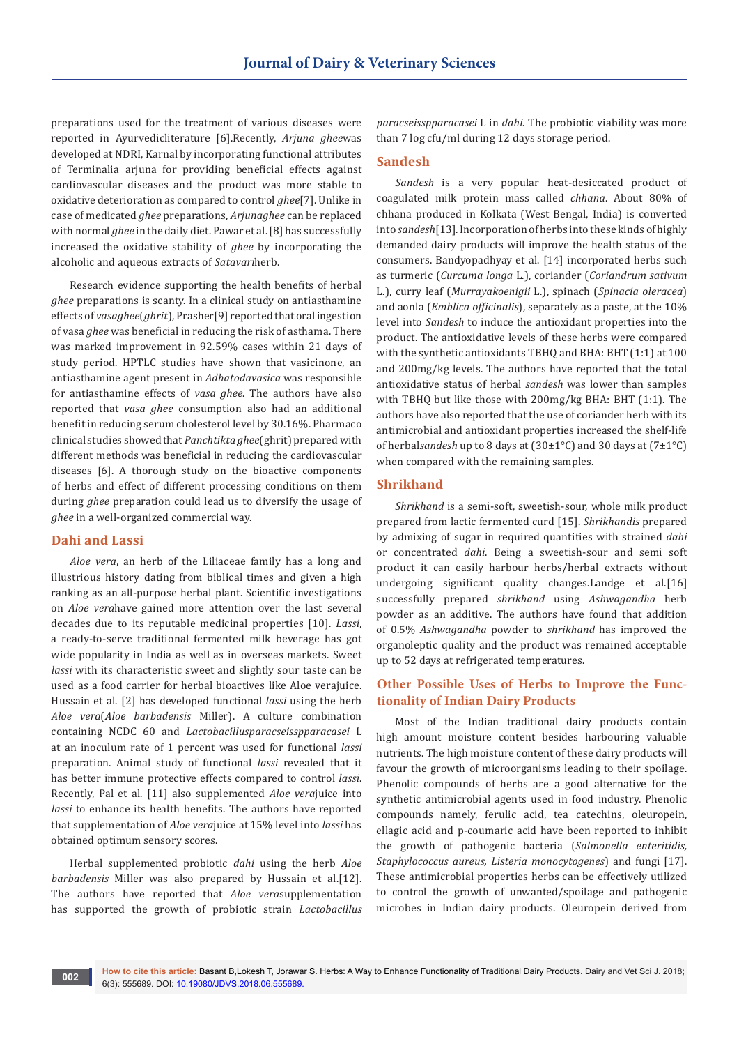preparations used for the treatment of various diseases were reported in Ayurvedicliterature [6].Recently, *Arjuna ghee*was developed at NDRI, Karnal by incorporating functional attributes of Terminalia arjuna for providing beneficial effects against cardiovascular diseases and the product was more stable to oxidative deterioration as compared to control *ghee*[7]. Unlike in case of medicated *ghee* preparations, *Arjunaghee* can be replaced with normal *ghee* in the daily diet. Pawar et al. [8] has successfully increased the oxidative stability of *ghee* by incorporating the alcoholic and aqueous extracts of *Satavari*herb.

Research evidence supporting the health benefits of herbal *ghee* preparations is scanty. In a clinical study on antiasthamine effects of *vasaghee*(*ghrit*), Prasher[9] reported that oral ingestion of vasa *ghee* was beneficial in reducing the risk of asthama. There was marked improvement in 92.59% cases within 21 days of study period. HPTLC studies have shown that vasicinone, an antiasthamine agent present in *Adhatodavasica* was responsible for antiasthamine effects of *vasa ghee*. The authors have also reported that *vasa ghee* consumption also had an additional benefit in reducing serum cholesterol level by 30.16%. Pharmaco clinical studies showed that *Panchtikta ghee*(ghrit) prepared with different methods was beneficial in reducing the cardiovascular diseases [6]. A thorough study on the bioactive components of herbs and effect of different processing conditions on them during *ghee* preparation could lead us to diversify the usage of *ghee* in a well-organized commercial way.

## Dahi and Lassi

*Aloe vera*, an herb of the Liliaceae family has a long and illustrious history dating from biblical times and given a high ranking as an all-purpose herbal plant. Scientific investigations on *Aloe vera*have gained more attention over the last several decades due to its reputable medicinal properties [10]. *Lassi*, a ready-to-serve traditional fermented milk beverage has got wide popularity in India as well as in overseas markets. Sweet *lassi* with its characteristic sweet and slightly sour taste can be used as a food carrier for herbal bioactives like Aloe verajuice. Hussain et al. [2] has developed functional *lassi* using the herb *Aloe vera*(*Aloe barbadensis* Miller). A culture combination containing NCDC 60 and *Lactobacillusparacseisspparacasei* L at an inoculum rate of 1 percent was used for functional *lassi* preparation. Animal study of functional *lassi* revealed that it has better immune protective effects compared to control *lassi*. Recently, Pal et al. [11] also supplemented *Aloe vera*juice into *lassi* to enhance its health benefits. The authors have reported that supplementation of *Aloe vera*juice at 15% level into *lassi* has obtained optimum sensory scores.

Herbal supplemented probiotic *dahi* using the herb *Aloe barbadensis* Miller was also prepared by Hussain et al.[12]. The authors have reported that *Aloe vera*supplementation has supported the growth of probiotic strain *Lactobacillus paracseisspparacasei* L in *dahi*. The probiotic viability was more than 7 log cfu/ml during 12 days storage period.

## Sandesh

*Sandesh* is a very popular heat-desiccated product of coagulated milk protein mass called *chhana*. About 80% of chhana produced in Kolkata (West Bengal, India) is converted into *sandesh*[13]. Incorporation of herbs into these kinds of highly demanded dairy products will improve the health status of the consumers. Bandyopadhyay et al. [14] incorporated herbs such as turmeric (*Curcuma longa* L.), coriander (*Coriandrum sativum* L.), curry leaf (*Murrayakoenigii* L.), spinach (*Spinacia oleracea*) and aonla (*Emblica officinalis*), separately as a paste, at the 10% level into *Sandesh* to induce the antioxidant properties into the product. The antioxidative levels of these herbs were compared with the synthetic antioxidants TBHQ and BHA: BHT (1:1) at 100 and 200mg/kg levels. The authors have reported that the total antioxidative status of herbal *sandesh* was lower than samples with TBHQ but like those with 200mg/kg BHA: BHT (1:1). The authors have also reported that the use of coriander herb with its antimicrobial and antioxidant properties increased the shelf-life of herbal*sandesh* up to 8 days at (30±1°C) and 30 days at (7±1°C) when compared with the remaining samples.

## Shrikhand

*Shrikhand* is a semi-soft, sweetish-sour, whole milk product prepared from lactic fermented curd [15]. *Shrikhandis* prepared by admixing of sugar in required quantities with strained *dahi* or concentrated *dahi*. Being a sweetish-sour and semi soft product it can easily harbour herbs/herbal extracts without undergoing significant quality changes.Landge et al.[16] successfully prepared *shrikhand* using *Ashwagandha* herb powder as an additive. The authors have found that addition of 0.5% *Ashwagandha* powder to *shrikhand* has improved the organoleptic quality and the product was remained acceptable up to 52 days at refrigerated temperatures.

## Other Possible Uses of Herbs to Improve the Functionality of Indian Dairy Products

Most of the Indian traditional dairy products contain high amount moisture content besides harbouring valuable nutrients. The high moisture content of these dairy products will favour the growth of microorganisms leading to their spoilage. Phenolic compounds of herbs are a good alternative for the synthetic antimicrobial agents used in food industry. Phenolic compounds namely, ferulic acid, tea catechins, oleuropein, ellagic acid and p-coumaric acid have been reported to inhibit the growth of pathogenic bacteria (*Salmonella enteritidis, Staphylococcus aureus, Listeria monocytogenes*) and fungi [17]. These antimicrobial properties herbs can be effectively utilized to control the growth of unwanted/spoilage and pathogenic microbes in Indian dairy products. Oleuropein derived from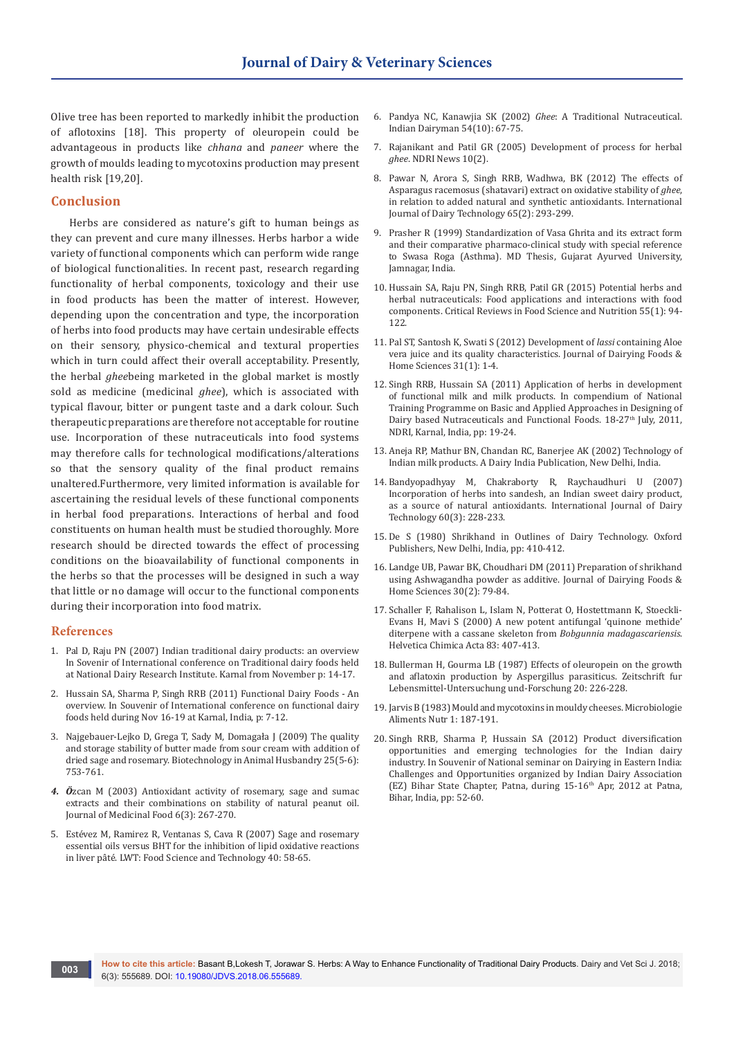Olive tree has been reported to markedly inhibit the production of aflotoxins [18]. This property of oleuropein could be advantageous in products like *chhana* and *paneer* where the growth of moulds leading to mycotoxins production may present health risk [19,20].

## Conclusion

Herbs are considered as nature's gift to human beings as they can prevent and cure many illnesses. Herbs harbor a wide variety of functional components which can perform wide range of biological functionalities. In recent past, research regarding functionality of herbal components, toxicology and their use in food products has been the matter of interest. However, depending upon the concentration and type, the incorporation of herbs into food products may have certain undesirable effects on their sensory, physico-chemical and textural properties which in turn could affect their overall acceptability. Presently, the herbal *ghee*being marketed in the global market is mostly sold as medicine (medicinal *ghee*), which is associated with typical flavour, bitter or pungent taste and a dark colour. Such therapeutic preparations are therefore not acceptable for routine use. Incorporation of these nutraceuticals into food systems may therefore calls for technological modifications/alterations so that the sensory quality of the final product remains unaltered.Furthermore, very limited information is available for ascertaining the residual levels of these functional components in herbal food preparations. Interactions of herbal and food constituents on human health must be studied thoroughly. More research should be directed towards the effect of processing conditions on the bioavailability of functional components in the herbs so that the processes will be designed in such a way that little or no damage will occur to the functional components during their incorporation into food matrix.

## References

1. Pal D, Raju PN (2007) Indian traditional dairy products: an overview In Sovenir of International conference on Traditional dairy foods held at National Dairy Research Institute. Karnal from November p: 14-17.
2. Hussain SA, Sharma P, Singh RRB (2011) Functional Dairy Foods - An overview. In Souvenir of International conference on functional dairy foods held during Nov 16-19 at Karnal, India, p: 7-12.
3. Najgebauer-Lejko D, Grega T, Sady M, Domagała J (2009) The quality and storage stability of butter made from sour cream with addition of dried sage and rosemary. Biotechnology in Animal Husbandry 25(5-6): 753-761.
4. Özcan M (2003) Antioxidant activity of rosemary, sage and sumac extracts and their combinations on stability of natural peanut oil. Journal of Medicinal Food 6(3): 267-270.
5. Estévez M, Ramirez R, Ventanas S, Cava R (2007) Sage and rosemary essential oils versus BHT for the inhibition of lipid oxidative reactions in liver pâté. LWT: Food Science and Technology 40: 58-65.
6. Pandya NC, Kanawjia SK (2002) *Ghee*: A Traditional Nutraceutical. Indian Dairyman 54(10): 67-75.
7. Rajanikant and Patil GR (2005) Development of process for herbal *ghee*. NDRI News 10(2).
8. Pawar N, Arora S, Singh RRB, Wadhwa, BK (2012) The effects of Asparagus racemosus (shatavari) extract on oxidative stability of *ghee*, in relation to added natural and synthetic antioxidants. International Journal of Dairy Technology 65(2): 293-299.
9. Prasher R (1999) Standardization of Vasa Ghrita and its extract form and their comparative pharmaco-clinical study with special reference to Swasa Roga (Asthma). MD Thesis, Gujarat Ayurved University, Jamnagar, India.
10. Hussain SA, Raju PN, Singh RRB, Patil GR (2015) Potential herbs and herbal nutraceuticals: Food applications and interactions with food components. Critical Reviews in Food Science and Nutrition 55(1): 94-122.
11. Pal ST, Santosh K, Swati S (2012) Development of *lassi* containing Aloe vera juice and its quality characteristics. Journal of Dairying Foods & Home Sciences 31(1): 1-4.
12. Singh RRB, Hussain SA (2011) Application of herbs in development of functional milk and milk products. In compendium of National Training Programme on Basic and Applied Approaches in Designing of Dairy based Nutraceuticals and Functional Foods. 18-27th July, 2011, NDRI, Karnal, India, pp: 19-24.
13. Aneja RP, Mathur BN, Chandan RC, Banerjee AK (2002) Technology of Indian milk products. A Dairy India Publication, New Delhi, India.
14. Bandyopadhyay M, Chakraborty R, Raychaudhuri U (2007) Incorporation of herbs into sandesh, an Indian sweet dairy product, as a source of natural antioxidants. International Journal of Dairy Technology 60(3): 228-233.
15. De S (1980) Shrikhand in Outlines of Dairy Technology. Oxford Publishers, New Delhi, India, pp: 410-412.
16. Landge UB, Pawar BK, Choudhari DM (2011) Preparation of shrikhand using Ashwagandha powder as additive. Journal of Dairying Foods & Home Sciences 30(2): 79-84.
17. Schaller F, Rahalison L, Islam N, Potterat O, Hostettmann K, Stoeckli-Evans H, Mavi S (2000) A new potent antifungal 'quinone methide' diterpene with a cassane skeleton from *Bobgunnia madagascariensis*. Helvetica Chimica Acta 83: 407-413.
18. Bullerman H, Gourma LB (1987) Effects of oleuropein on the growth and aflatoxin production by Aspergillus parasiticus. Zeitschrift fur Lebensmittel-Untersuchung und-Forschung 20: 226-228.
19. Jarvis B (1983) Mould and mycotoxins in mouldy cheeses. Microbiologie Aliments Nutr 1: 187-191.
20. Singh RRB, Sharma P, Hussain SA (2012) Product diversification opportunities and emerging technologies for the Indian dairy industry. In Souvenir of National seminar on Dairying in Eastern India: Challenges and Opportunities organized by Indian Dairy Association (EZ) Bihar State Chapter, Patna, during 15-16th Apr, 2012 at Patna, Bihar, India, pp: 52-60.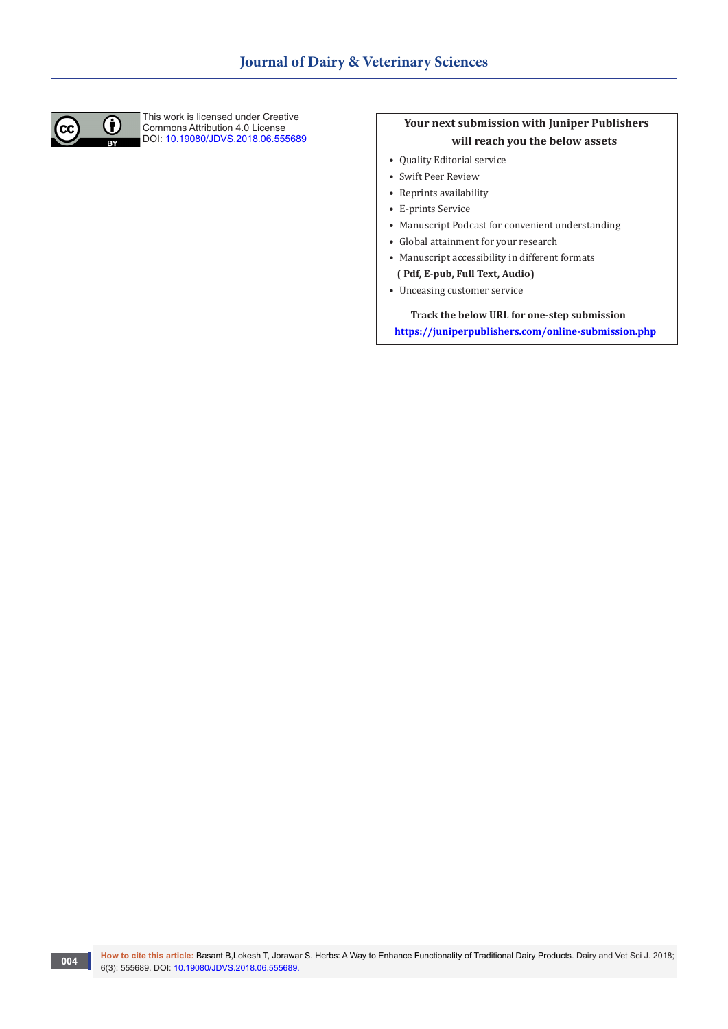This work is licensed under Creative Commons Attribution 4.0 License
DOI: 10.19080/JDVS.2018.06.555689

**Your next submission with Juniper Publishers will reach you the below assets**

- Quality Editorial service
- Swift Peer Review
- Reprints availability
- E-prints Service
- Manuscript Podcast for convenient understanding
- Global attainment for your research
- Manuscript accessibility in different formats

  **( Pdf, E-pub, Full Text, Audio)**
- Unceasing customer service

**Track the below URL for one-step submission**
**https://juniperpublishers.com/online-submission.php**

**How to cite this article:** Basant B,Lokesh T, Jorawar S. Herbs: A Way to Enhance Functionality of Traditional Dairy Products. Dairy and Vet Sci J. 2018; 6(3): 555689. DOI: 10.19080/JDVS.2018.06.555689.